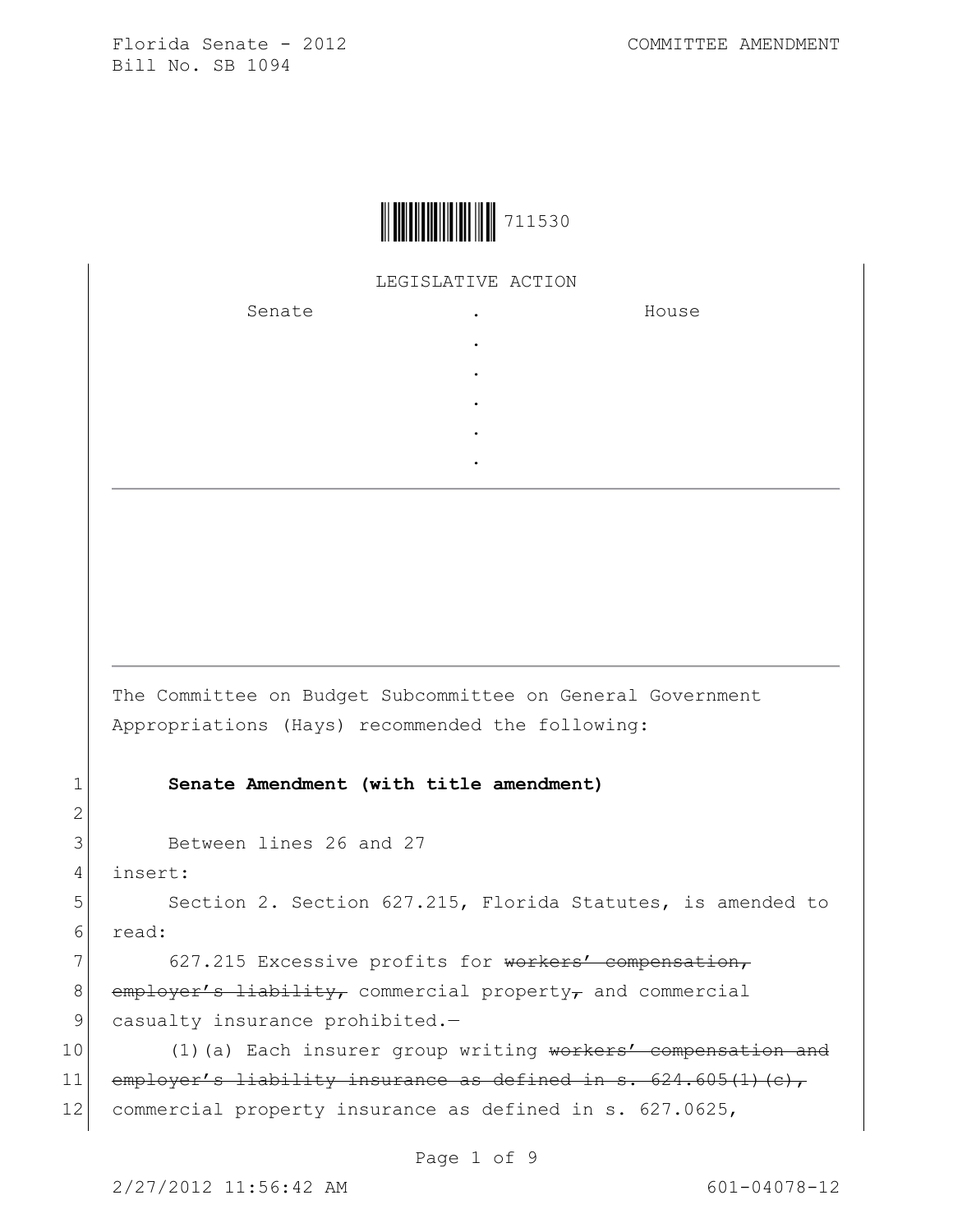Florida Senate - 2012 COMMITTEE AMENDMENT
Bill No. SB 1094

711530

LEGISLATIVE ACTION

| Senate | . | House |
|---|---|---|
| | . | |
| | . | |
| | . | |
| | . | |
| | . | |

The Committee on Budget Subcommittee on General Government Appropriations (Hays) recommended the following:

1 **Senate Amendment (with title amendment)**

2

3 Between lines 26 and 27

4 insert:

5 Section 2. Section 627.215, Florida Statutes, is amended to

6 read:

7 627.215 Excessive profits for ~~workers' compensation,~~

8 ~~employer's liability,~~ commercial property~~,~~ and commercial

9 casualty insurance prohibited.—

10 (1)(a) Each insurer group writing ~~workers' compensation and~~

11 ~~employer's liability insurance as defined in s. 624.605(1)(c),~~

12 commercial property insurance as defined in s. 627.0625,

2/27/2012 11:56:42 AM 601-04078-12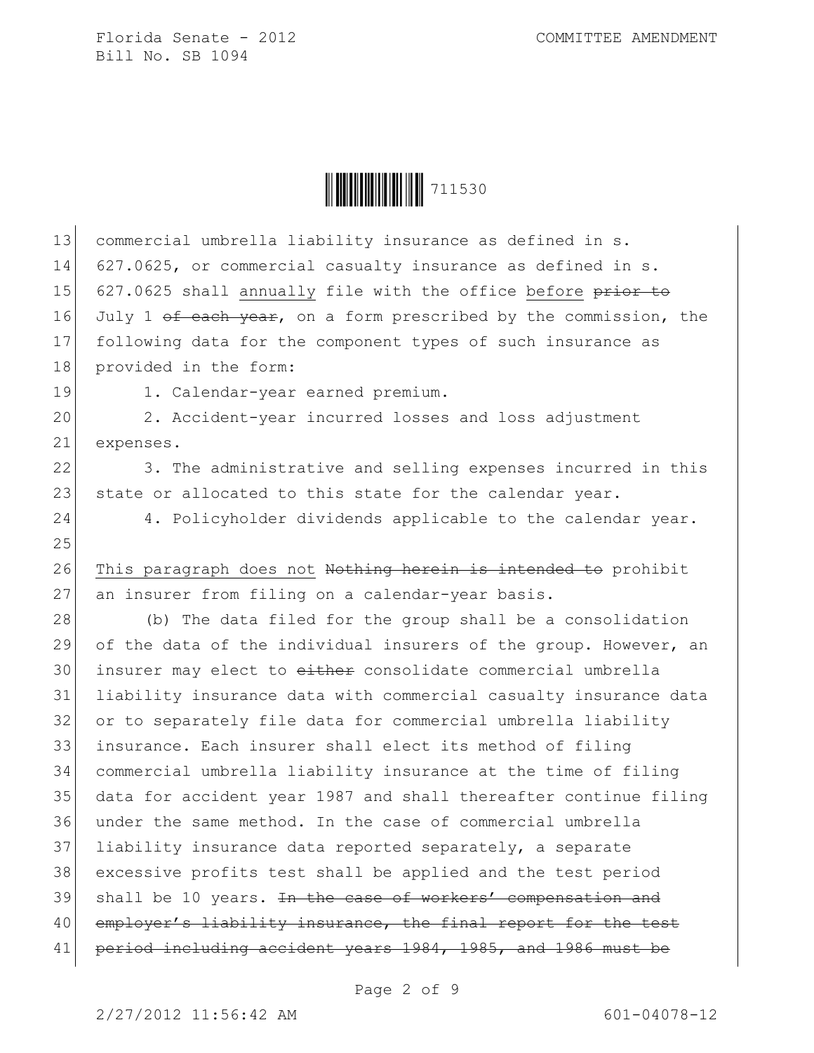commercial umbrella liability insurance as defined in s. 627.0625, or commercial casualty insurance as defined in s. 627.0625 shall <u>annually</u> file with the office <u>before</u> ~~prior to~~ July 1 ~~of each year~~, on a form prescribed by the commission, the following data for the component types of such insurance as provided in the form:

1. Calendar-year earned premium.

2. Accident-year incurred losses and loss adjustment expenses.

3. The administrative and selling expenses incurred in this state or allocated to this state for the calendar year.

4. Policyholder dividends applicable to the calendar year.

<u>This paragraph does not</u> ~~Nothing herein is intended to~~ prohibit an insurer from filing on a calendar-year basis.

(b) The data filed for the group shall be a consolidation of the data of the individual insurers of the group. However, an insurer may elect to ~~either~~ consolidate commercial umbrella liability insurance data with commercial casualty insurance data or to separately file data for commercial umbrella liability insurance. Each insurer shall elect its method of filing commercial umbrella liability insurance at the time of filing data for accident year 1987 and shall thereafter continue filing under the same method. In the case of commercial umbrella liability insurance data reported separately, a separate excessive profits test shall be applied and the test period shall be 10 years. ~~In the case of workers' compensation and employer's liability insurance, the final report for the test period including accident years 1984, 1985, and 1986 must be~~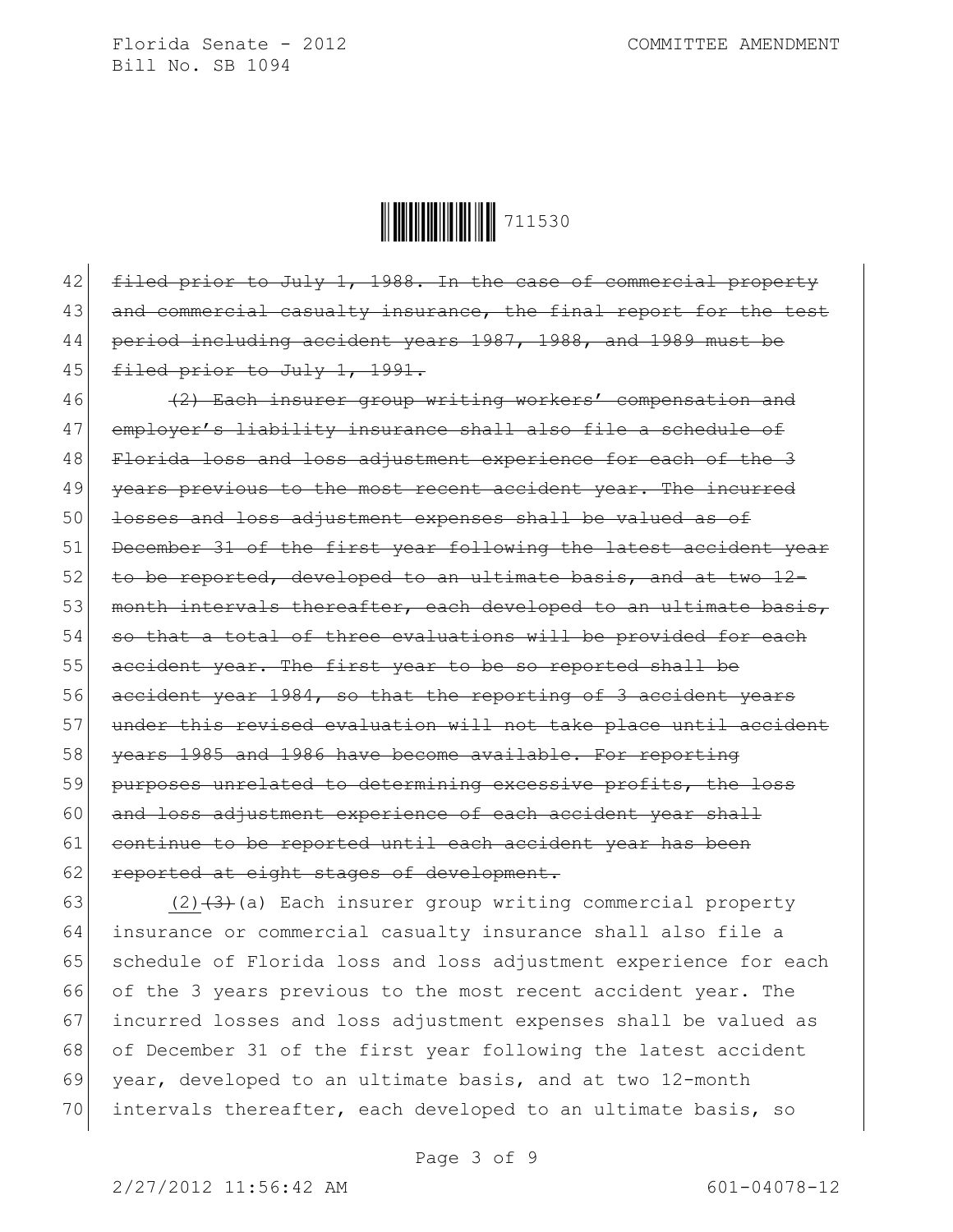42 ~~filed prior to July 1, 1988. In the case of commercial property~~
43 ~~and commercial casualty insurance, the final report for the test~~
44 ~~period including accident years 1987, 1988, and 1989 must be~~
45 ~~filed prior to July 1, 1991.~~

46 ~~(2) Each insurer group writing workers' compensation and~~
47 ~~employer's liability insurance shall also file a schedule of~~
48 ~~Florida loss and loss adjustment experience for each of the 3~~
49 ~~years previous to the most recent accident year. The incurred~~
50 ~~losses and loss adjustment expenses shall be valued as of~~
51 ~~December 31 of the first year following the latest accident year~~
52 ~~to be reported, developed to an ultimate basis, and at two 12-~~
53 ~~month intervals thereafter, each developed to an ultimate basis,~~
54 ~~so that a total of three evaluations will be provided for each~~
55 ~~accident year. The first year to be so reported shall be~~
56 ~~accident year 1984, so that the reporting of 3 accident years~~
57 ~~under this revised evaluation will not take place until accident~~
58 ~~years 1985 and 1986 have become available. For reporting~~
59 ~~purposes unrelated to determining excessive profits, the loss~~
60 ~~and loss adjustment experience of each accident year shall~~
61 ~~continue to be reported until each accident year has been~~
62 ~~reported at eight stages of development.~~

63 <u>(2)</u>~~(3)~~(a) Each insurer group writing commercial property
64 insurance or commercial casualty insurance shall also file a
65 schedule of Florida loss and loss adjustment experience for each
66 of the 3 years previous to the most recent accident year. The
67 incurred losses and loss adjustment expenses shall be valued as
68 of December 31 of the first year following the latest accident
69 year, developed to an ultimate basis, and at two 12-month
70 intervals thereafter, each developed to an ultimate basis, so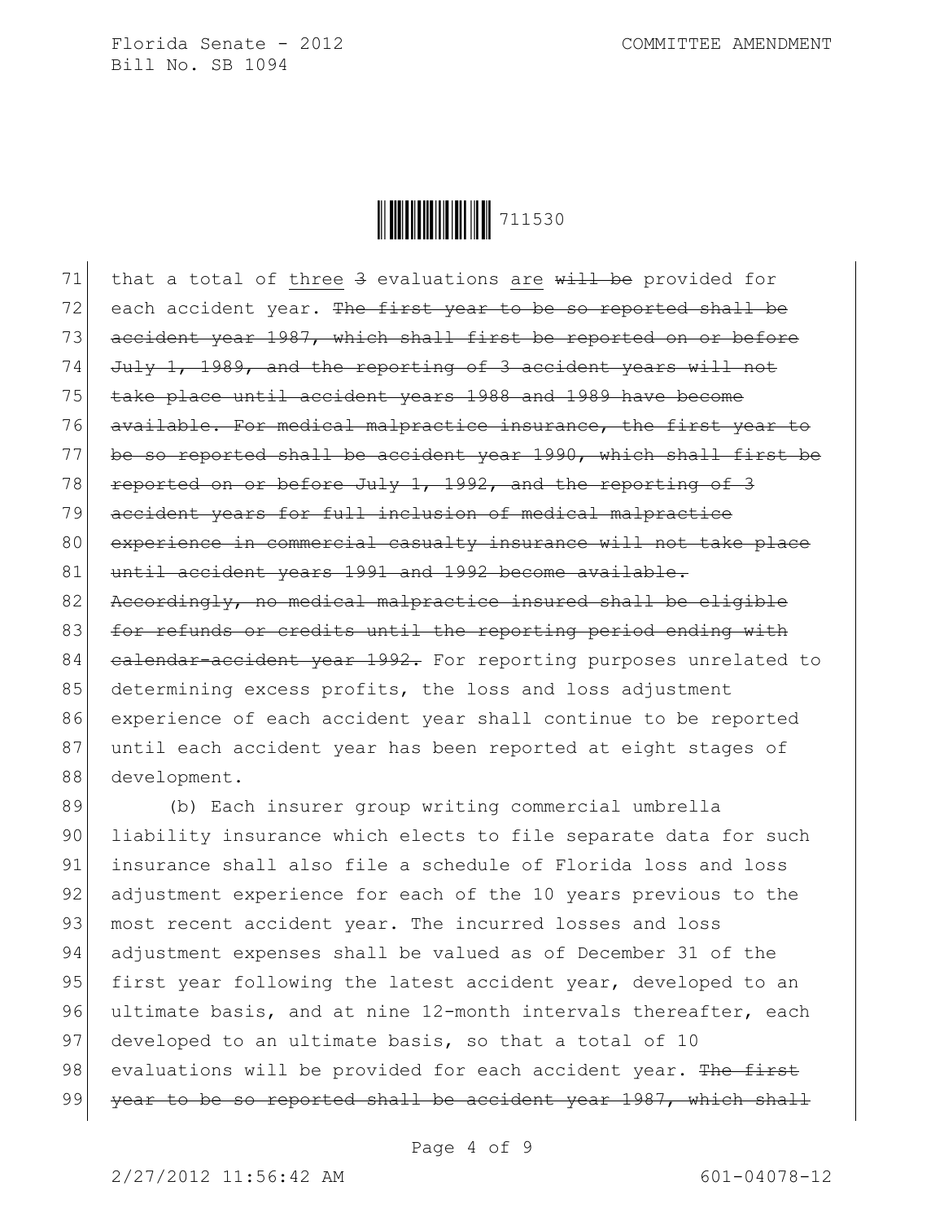that a total of <u>three</u> ~~3~~ evaluations <u>are</u> ~~will be~~ provided for each accident year. ~~The first year to be so reported shall be accident year 1987, which shall first be reported on or before July 1, 1989, and the reporting of 3 accident years will not take place until accident years 1988 and 1989 have become available. For medical malpractice insurance, the first year to be so reported shall be accident year 1990, which shall first be reported on or before July 1, 1992, and the reporting of 3 accident years for full inclusion of medical malpractice experience in commercial casualty insurance will not take place until accident years 1991 and 1992 become available. Accordingly, no medical malpractice insured shall be eligible for refunds or credits until the reporting period ending with calendar-accident year 1992.~~ For reporting purposes unrelated to determining excess profits, the loss and loss adjustment experience of each accident year shall continue to be reported until each accident year has been reported at eight stages of development.

(b) Each insurer group writing commercial umbrella liability insurance which elects to file separate data for such insurance shall also file a schedule of Florida loss and loss adjustment experience for each of the 10 years previous to the most recent accident year. The incurred losses and loss adjustment expenses shall be valued as of December 31 of the first year following the latest accident year, developed to an ultimate basis, and at nine 12-month intervals thereafter, each developed to an ultimate basis, so that a total of 10 evaluations will be provided for each accident year. ~~The first year to be so reported shall be accident year 1987, which shall~~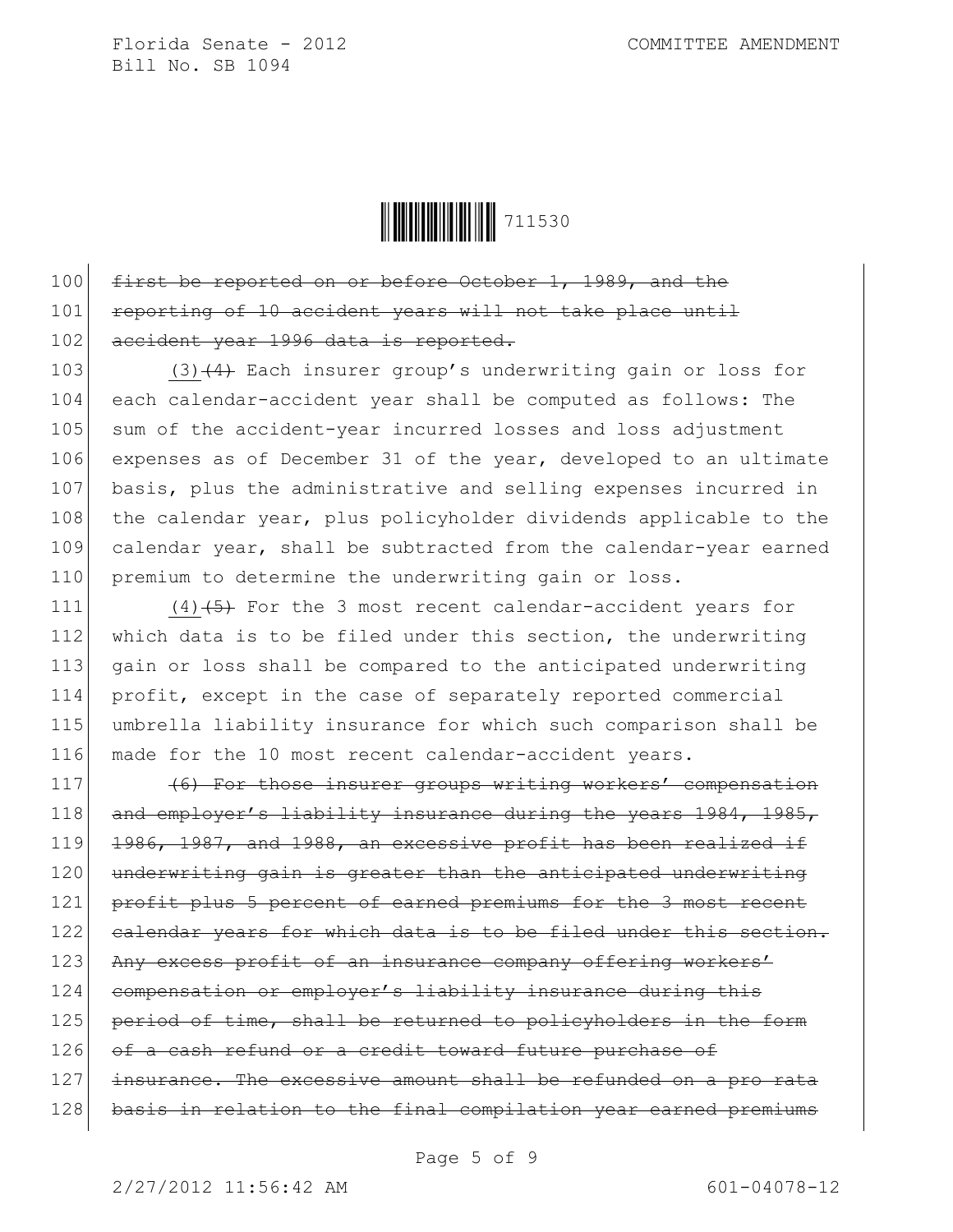100 ~~first be reported on or before October 1, 1989, and the~~
101 ~~reporting of 10 accident years will not take place until~~
102 ~~accident year 1996 data is reported.~~

103 (3)~~(4)~~ Each insurer group's underwriting gain or loss for
104 each calendar-accident year shall be computed as follows: The
105 sum of the accident-year incurred losses and loss adjustment
106 expenses as of December 31 of the year, developed to an ultimate
107 basis, plus the administrative and selling expenses incurred in
108 the calendar year, plus policyholder dividends applicable to the
109 calendar year, shall be subtracted from the calendar-year earned
110 premium to determine the underwriting gain or loss.

111 (4)~~(5)~~ For the 3 most recent calendar-accident years for
112 which data is to be filed under this section, the underwriting
113 gain or loss shall be compared to the anticipated underwriting
114 profit, except in the case of separately reported commercial
115 umbrella liability insurance for which such comparison shall be
116 made for the 10 most recent calendar-accident years.

117 ~~(6) For those insurer groups writing workers' compensation~~
118 ~~and employer's liability insurance during the years 1984, 1985,~~
119 ~~1986, 1987, and 1988, an excessive profit has been realized if~~
120 ~~underwriting gain is greater than the anticipated underwriting~~
121 ~~profit plus 5 percent of earned premiums for the 3 most recent~~
122 ~~calendar years for which data is to be filed under this section.~~
123 ~~Any excess profit of an insurance company offering workers'~~
124 ~~compensation or employer's liability insurance during this~~
125 ~~period of time, shall be returned to policyholders in the form~~
126 ~~of a cash refund or a credit toward future purchase of~~
127 ~~insurance. The excessive amount shall be refunded on a pro rata~~
128 ~~basis in relation to the final compilation year earned premiums~~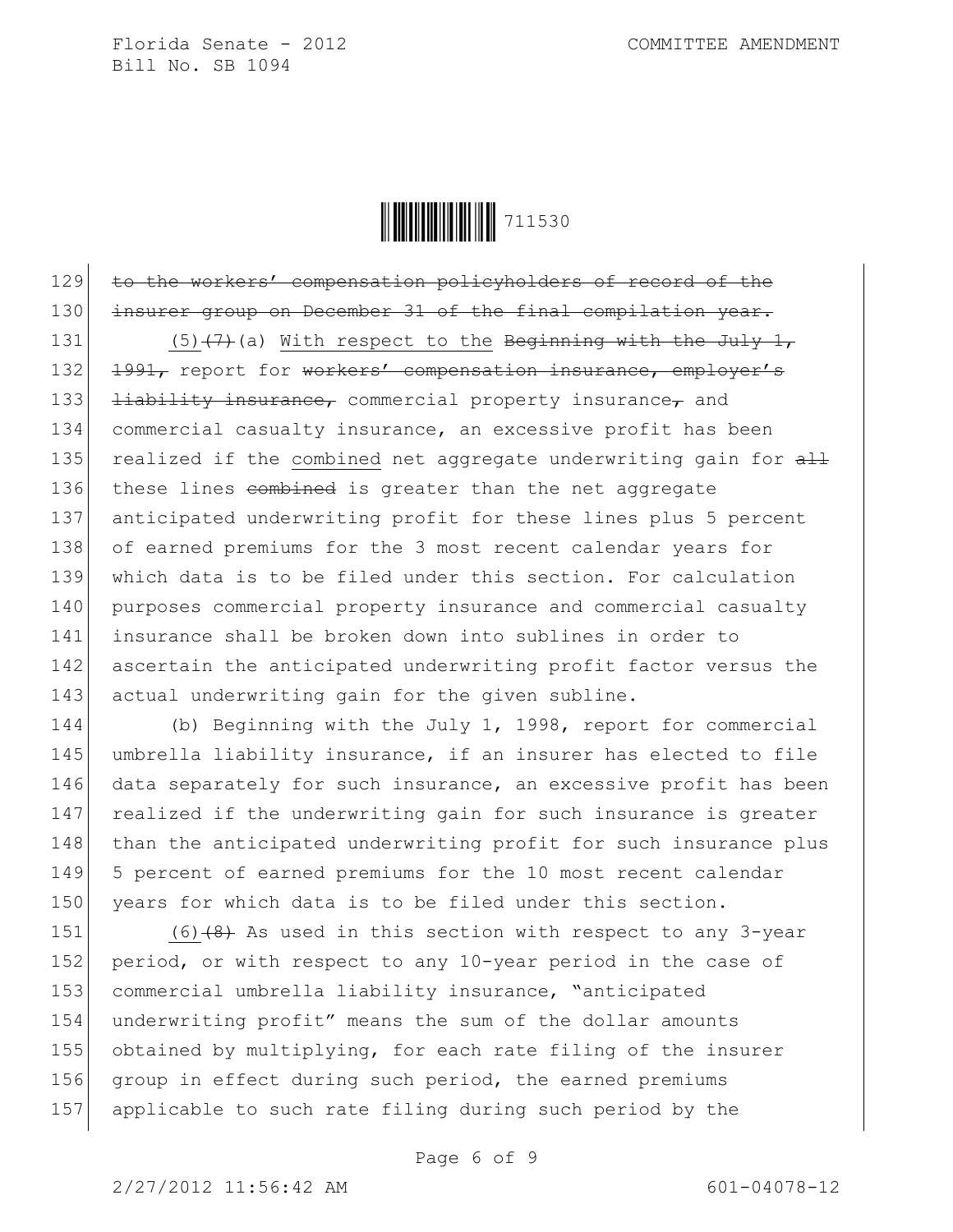129 ~~to the workers' compensation policyholders of record of the~~
130 ~~insurer group on December 31 of the final compilation year.~~

131 (5)~~(7)~~(a) With respect to the ~~Beginning with the July 1,~~
132 ~~1991,~~ report for ~~workers' compensation insurance, employer's~~
133 ~~liability insurance,~~ commercial property insurance~~,~~ and
134 commercial casualty insurance, an excessive profit has been
135 realized if the combined net aggregate underwriting gain for ~~all~~
136 these lines ~~combined~~ is greater than the net aggregate
137 anticipated underwriting profit for these lines plus 5 percent
138 of earned premiums for the 3 most recent calendar years for
139 which data is to be filed under this section. For calculation
140 purposes commercial property insurance and commercial casualty
141 insurance shall be broken down into sublines in order to
142 ascertain the anticipated underwriting profit factor versus the
143 actual underwriting gain for the given subline.

144 (b) Beginning with the July 1, 1998, report for commercial
145 umbrella liability insurance, if an insurer has elected to file
146 data separately for such insurance, an excessive profit has been
147 realized if the underwriting gain for such insurance is greater
148 than the anticipated underwriting profit for such insurance plus
149 5 percent of earned premiums for the 10 most recent calendar
150 years for which data is to be filed under this section.

151 (6)~~(8)~~ As used in this section with respect to any 3-year
152 period, or with respect to any 10-year period in the case of
153 commercial umbrella liability insurance, "anticipated
154 underwriting profit" means the sum of the dollar amounts
155 obtained by multiplying, for each rate filing of the insurer
156 group in effect during such period, the earned premiums
157 applicable to such rate filing during such period by the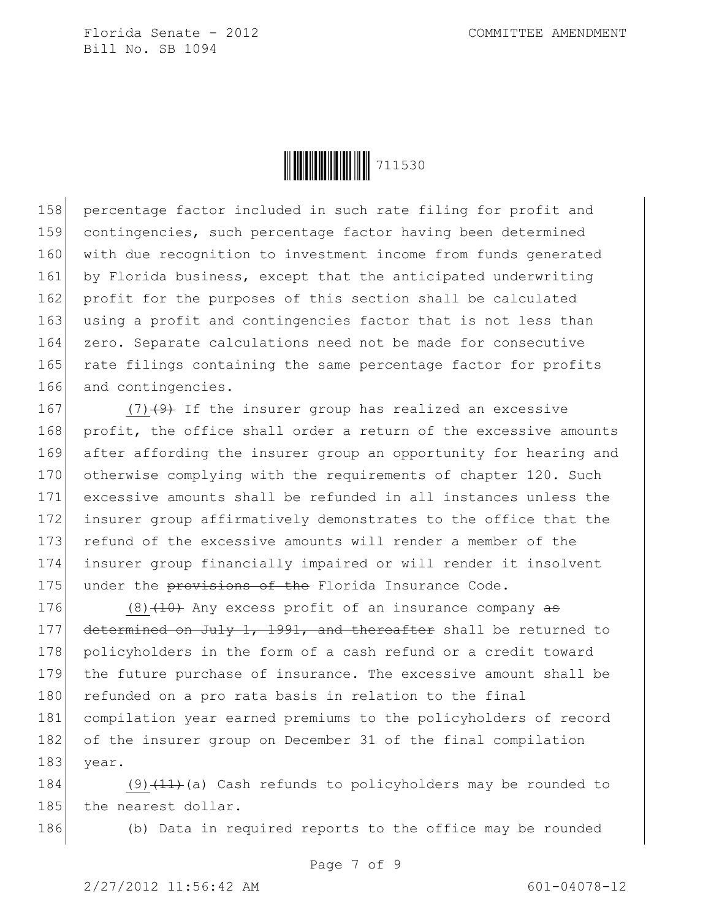percentage factor included in such rate filing for profit and contingencies, such percentage factor having been determined with due recognition to investment income from funds generated by Florida business, except that the anticipated underwriting profit for the purposes of this section shall be calculated using a profit and contingencies factor that is not less than zero. Separate calculations need not be made for consecutive rate filings containing the same percentage factor for profits and contingencies.

(7)~~(9)~~ If the insurer group has realized an excessive profit, the office shall order a return of the excessive amounts after affording the insurer group an opportunity for hearing and otherwise complying with the requirements of chapter 120. Such excessive amounts shall be refunded in all instances unless the insurer group affirmatively demonstrates to the office that the refund of the excessive amounts will render a member of the insurer group financially impaired or will render it insolvent under the ~~provisions of the~~ Florida Insurance Code.

(8)~~(10)~~ Any excess profit of an insurance company ~~as determined on July 1, 1991, and thereafter~~ shall be returned to policyholders in the form of a cash refund or a credit toward the future purchase of insurance. The excessive amount shall be refunded on a pro rata basis in relation to the final compilation year earned premiums to the policyholders of record of the insurer group on December 31 of the final compilation year.

(9)~~(11)~~(a) Cash refunds to policyholders may be rounded to the nearest dollar.

(b) Data in required reports to the office may be rounded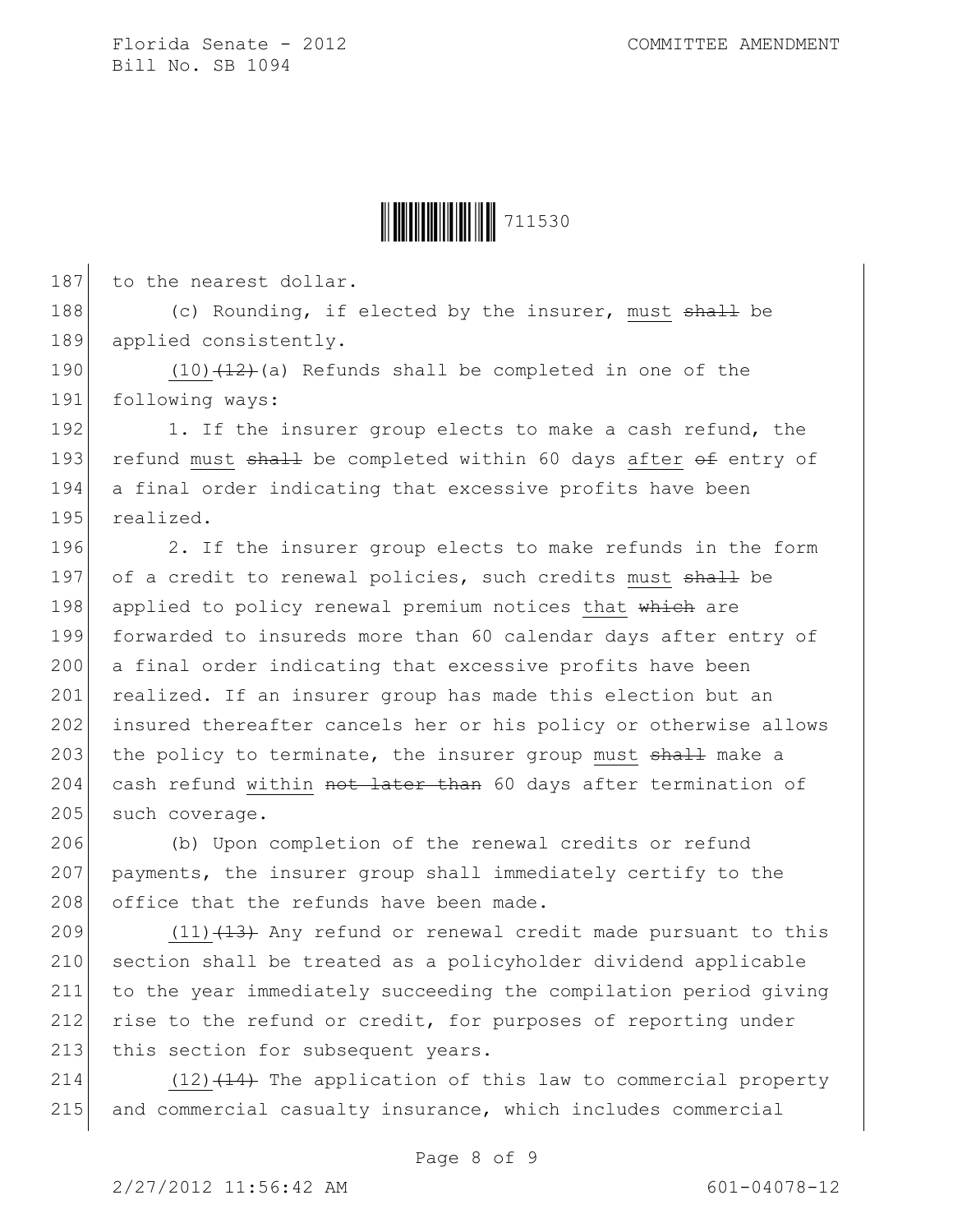to the nearest dollar.

(c) Rounding, if elected by the insurer, <u>must</u> ~~shall~~ be applied consistently.

<u>(10)</u>~~(12)~~(a) Refunds shall be completed in one of the following ways:

1. If the insurer group elects to make a cash refund, the refund <u>must</u> ~~shall~~ be completed within 60 days <u>after</u> ~~of~~ entry of a final order indicating that excessive profits have been realized.

2. If the insurer group elects to make refunds in the form of a credit to renewal policies, such credits <u>must</u> ~~shall~~ be applied to policy renewal premium notices <u>that</u> ~~which~~ are forwarded to insureds more than 60 calendar days after entry of a final order indicating that excessive profits have been realized. If an insurer group has made this election but an insured thereafter cancels her or his policy or otherwise allows the policy to terminate, the insurer group <u>must</u> ~~shall~~ make a cash refund <u>within</u> ~~not later than~~ 60 days after termination of such coverage.

(b) Upon completion of the renewal credits or refund payments, the insurer group shall immediately certify to the office that the refunds have been made.

<u>(11)</u>~~(13)~~ Any refund or renewal credit made pursuant to this section shall be treated as a policyholder dividend applicable to the year immediately succeeding the compilation period giving rise to the refund or credit, for purposes of reporting under this section for subsequent years.

<u>(12)</u>~~(14)~~ The application of this law to commercial property and commercial casualty insurance, which includes commercial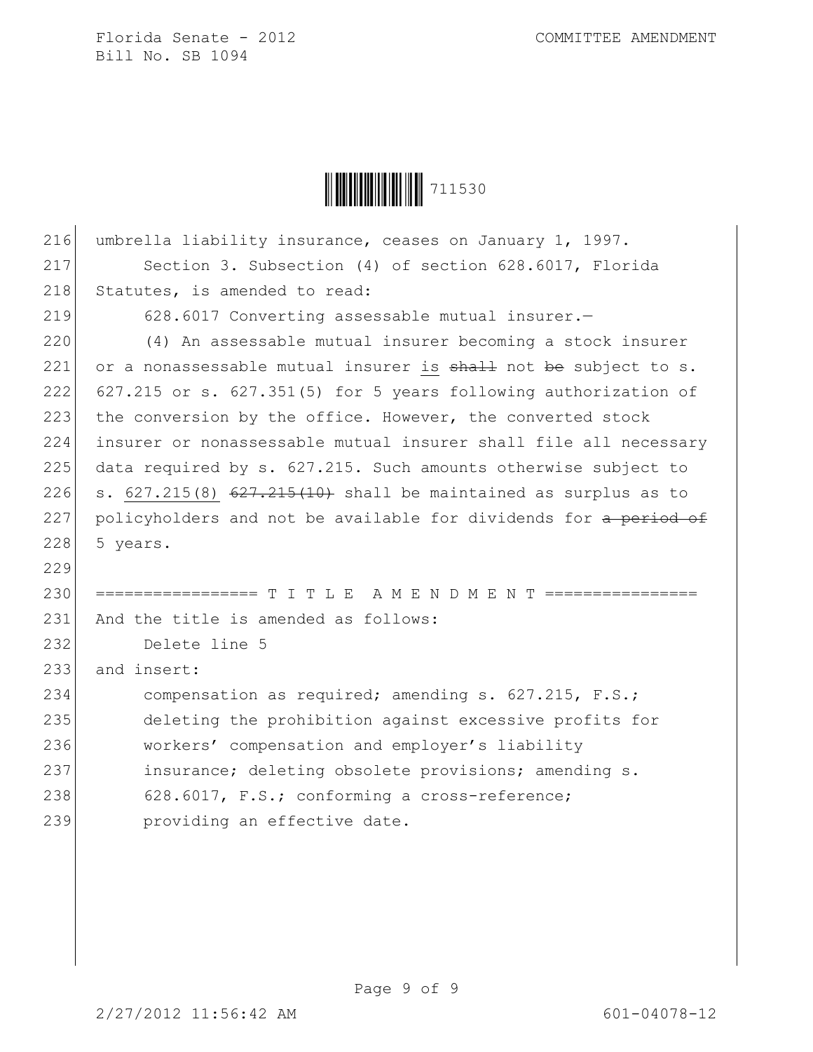umbrella liability insurance, ceases on January 1, 1997.

Section 3. Subsection (4) of section 628.6017, Florida Statutes, is amended to read:

628.6017 Converting assessable mutual insurer.—

(4) An assessable mutual insurer becoming a stock insurer or a nonassessable mutual insurer is ~~shall~~ not ~~be~~ subject to s. 627.215 or s. 627.351(5) for 5 years following authorization of the conversion by the office. However, the converted stock insurer or nonassessable mutual insurer shall file all necessary data required by s. 627.215. Such amounts otherwise subject to s. 627.215(8) ~~627.215(10)~~ shall be maintained as surplus as to policyholders and not be available for dividends for ~~a period of~~ 5 years.

================= T I T L E A M E N D M E N T ================

And the title is amended as follows:

Delete line 5

and insert:

compensation as required; amending s. 627.215, F.S.; deleting the prohibition against excessive profits for workers' compensation and employer's liability insurance; deleting obsolete provisions; amending s. 628.6017, F.S.; conforming a cross-reference; providing an effective date.